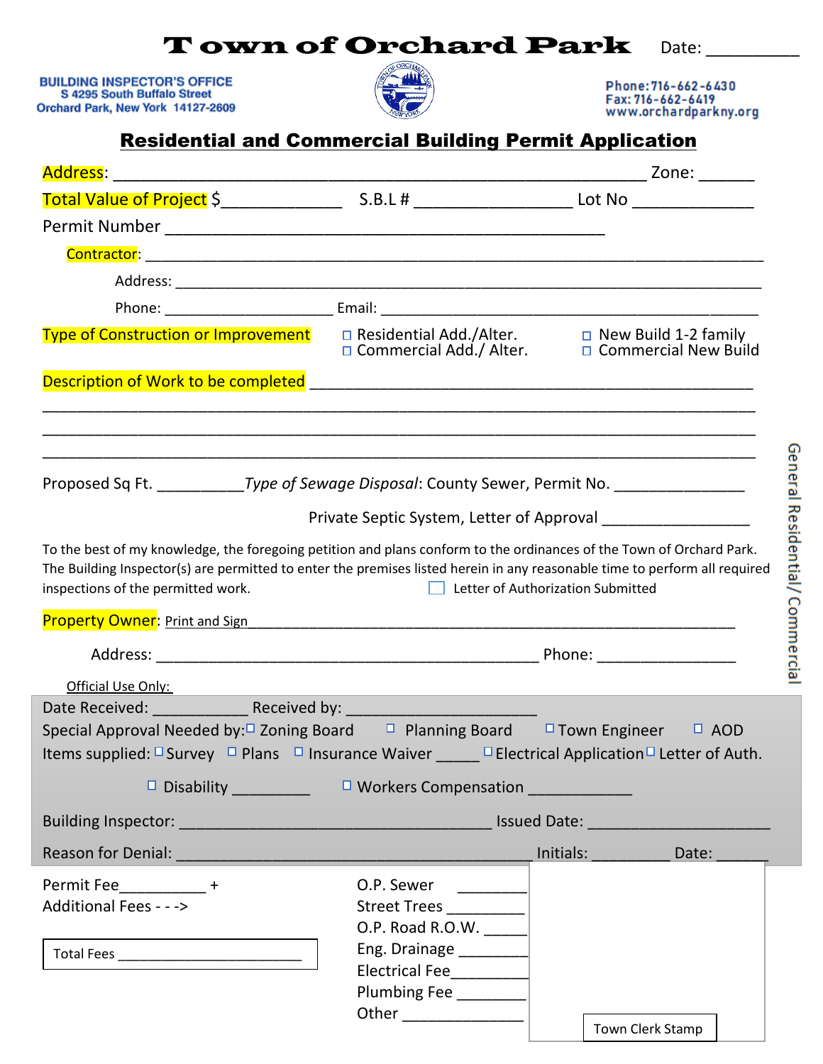# Town of Orchard Park

Date: __________

**BUILDING INSPECTOR'S OFFICE**
S 4295 South Buffalo Street
Orchard Park, New York 14127-2609

Phone: 716-662-6430
Fax: 716-662-6419
www.orchardparkny.org

## Residential and Commercial Building Permit Application

Address: ____________________________________________________________ Zone: ______

Total Value of Project $_____________ S.B.L # _________________ Lot No ______________

Permit Number ________________________________________________

Contractor: ____________________________________________________________________

Address: ________________________________________________________________

Phone: ____________________ Email: __________________________________________

Type of Construction or Improvement
- ☐ Residential Add./Alter.
- ☐ Commercial Add./ Alter.
- ☐ New Build 1-2 family
- ☐ Commercial New Build

Description of Work to be completed ______________________________________________
______________________________________________________________________________
______________________________________________________________________________
______________________________________________________________________________

Proposed Sq Ft. __________ *Type of Sewage Disposal*: County Sewer, Permit No. _______________

Private Septic System, Letter of Approval _________________

To the best of my knowledge, the foregoing petition and plans conform to the ordinances of the Town of Orchard Park. The Building Inspector(s) are permitted to enter the premises listed herein in any reasonable time to perform all required inspections of the permitted work. ☐ Letter of Authorization Submitted

Property Owner: Print and Sign ______________________________________________________

Address: ____________________________________________ Phone: ________________

Official Use Only:

Date Received: ___________ Received by: ______________________

Special Approval Needed by: ☐ Zoning Board ☐ Planning Board ☐ Town Engineer ☐ AOD

Items supplied: ☐ Survey ☐ Plans ☐ Insurance Waiver _____ ☐ Electrical Application ☐ Letter of Auth.

☐ Disability _________ ☐ Workers Compensation ____________

Building Inspector: ____________________________________ Issued Date: _____________________

Reason for Denial: ________________________________________ Initials: _________ Date: ______

Permit Fee__________ +
Additional Fees - - ->

Total Fees ________________________

O.P. Sewer ________
Street Trees _________
O.P. Road R.O.W. _____
Eng. Drainage ________
Electrical Fee________
Plumbing Fee ________
Other ______________

Town Clerk Stamp

General Residential/ Commercial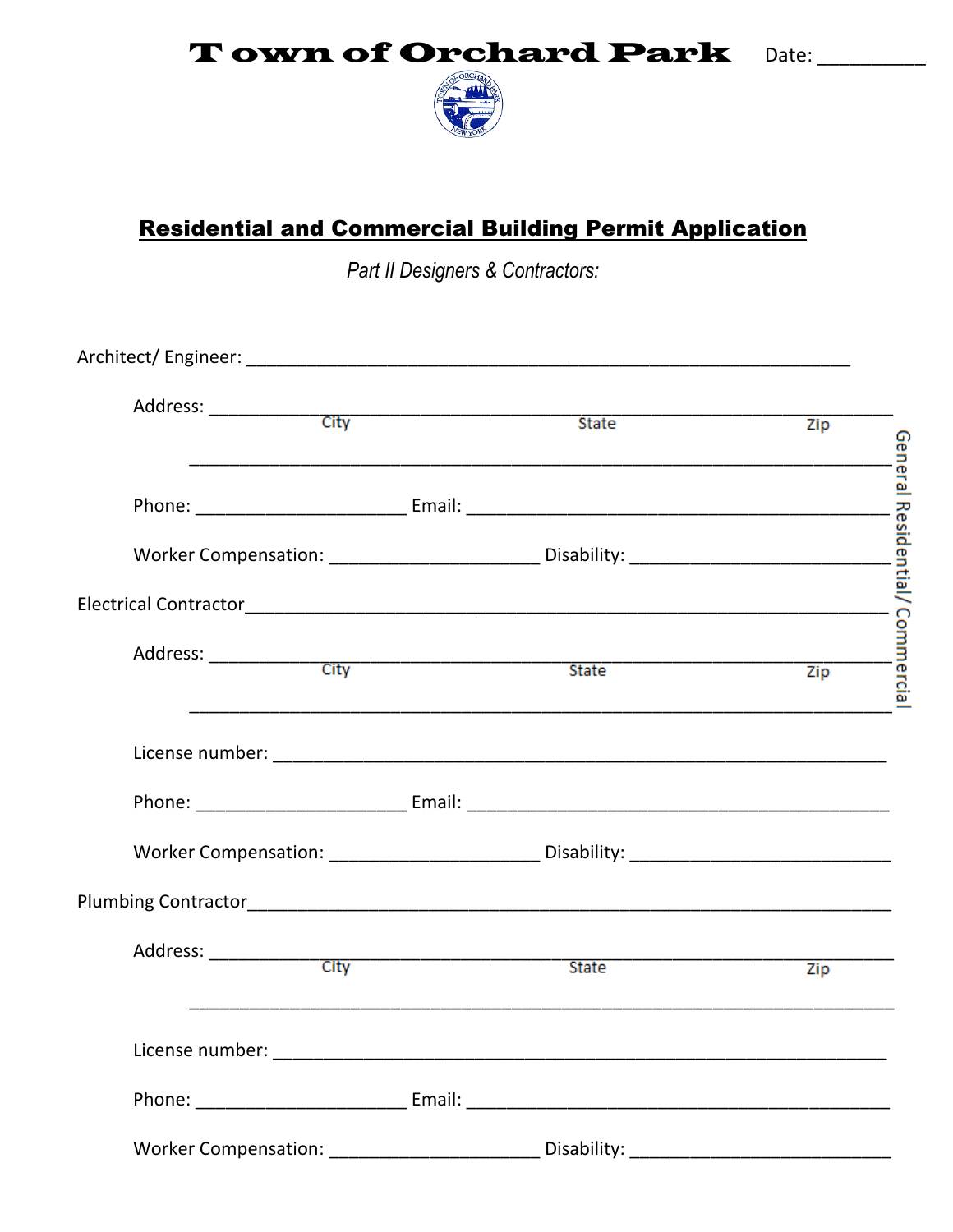# Town of Orchard Park

Date: __________

## Residential and Commercial Building Permit Application

*Part II Designers & Contractors:*

Architect/ Engineer: ____________________________________________________________

Address: ______________________________________________________________________
City State Zip

_____________________________________________________________________________

Phone: _____________________ Email: ___________________________________________

Worker Compensation: _____________________ Disability: _________________________

Electrical Contractor__________________________________________________________

Address: ______________________________________________________________________
City State Zip

_____________________________________________________________________________

License number: ________________________________________________________________

Phone: _____________________ Email: ___________________________________________

Worker Compensation: _____________________ Disability: _________________________

Plumbing Contractor___________________________________________________________

Address: ______________________________________________________________________
City State Zip

_____________________________________________________________________________

License number: ________________________________________________________________

Phone: _____________________ Email: ___________________________________________

Worker Compensation: _____________________ Disability: _________________________

General Residential/ Commercial